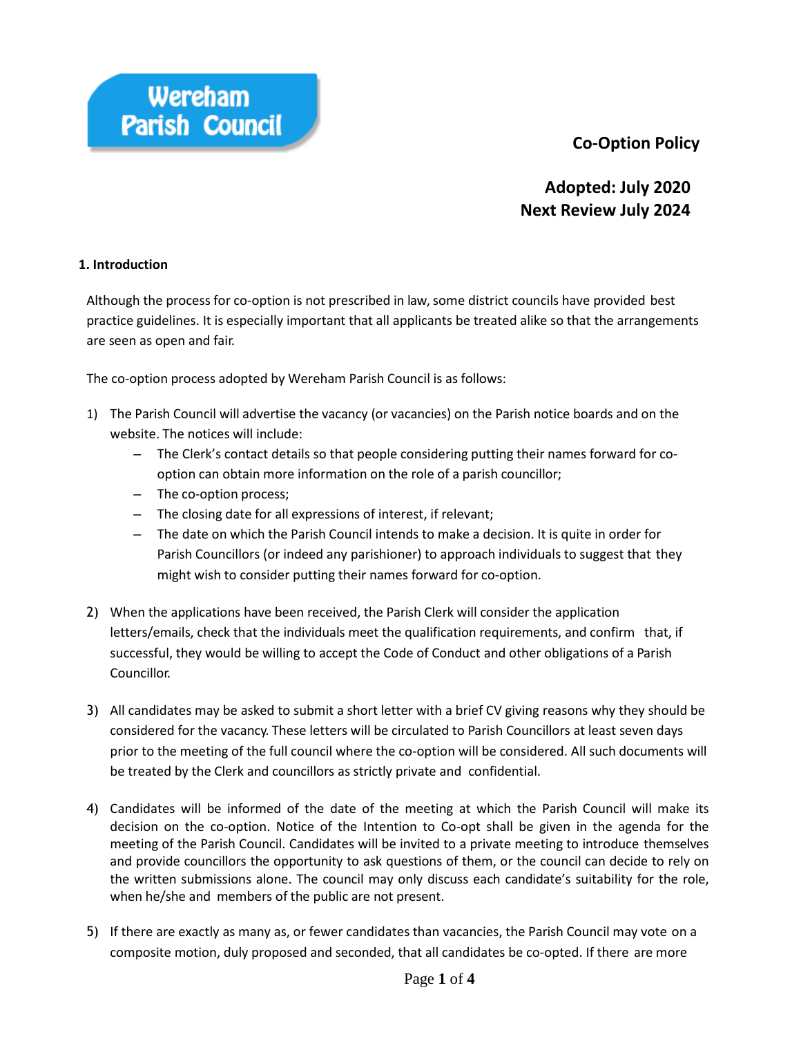Wereham Parish Council

# Co-Option Policy

**Adopted: July 2020**
**Next Review July 2024**

## 1. Introduction

Although the process for co-option is not prescribed in law, some district councils have provided best practice guidelines. It is especially important that all applicants be treated alike so that the arrangements are seen as open and fair.

The co-option process adopted by Wereham Parish Council is as follows:

1) The Parish Council will advertise the vacancy (or vacancies) on the Parish notice boards and on the website. The notices will include:
   - The Clerk's contact details so that people considering putting their names forward for co-option can obtain more information on the role of a parish councillor;
   - The co-option process;
   - The closing date for all expressions of interest, if relevant;
   - The date on which the Parish Council intends to make a decision. It is quite in order for Parish Councillors (or indeed any parishioner) to approach individuals to suggest that they might wish to consider putting their names forward for co-option.

2) When the applications have been received, the Parish Clerk will consider the application letters/emails, check that the individuals meet the qualification requirements, and confirm that, if successful, they would be willing to accept the Code of Conduct and other obligations of a Parish Councillor.

3) All candidates may be asked to submit a short letter with a brief CV giving reasons why they should be considered for the vacancy. These letters will be circulated to Parish Councillors at least seven days prior to the meeting of the full council where the co-option will be considered. All such documents will be treated by the Clerk and councillors as strictly private and confidential.

4) Candidates will be informed of the date of the meeting at which the Parish Council will make its decision on the co-option. Notice of the Intention to Co-opt shall be given in the agenda for the meeting of the Parish Council. Candidates will be invited to a private meeting to introduce themselves and provide councillors the opportunity to ask questions of them, or the council can decide to rely on the written submissions alone. The council may only discuss each candidate's suitability for the role, when he/she and members of the public are not present.

5) If there are exactly as many as, or fewer candidates than vacancies, the Parish Council may vote on a composite motion, duly proposed and seconded, that all candidates be co-opted. If there are more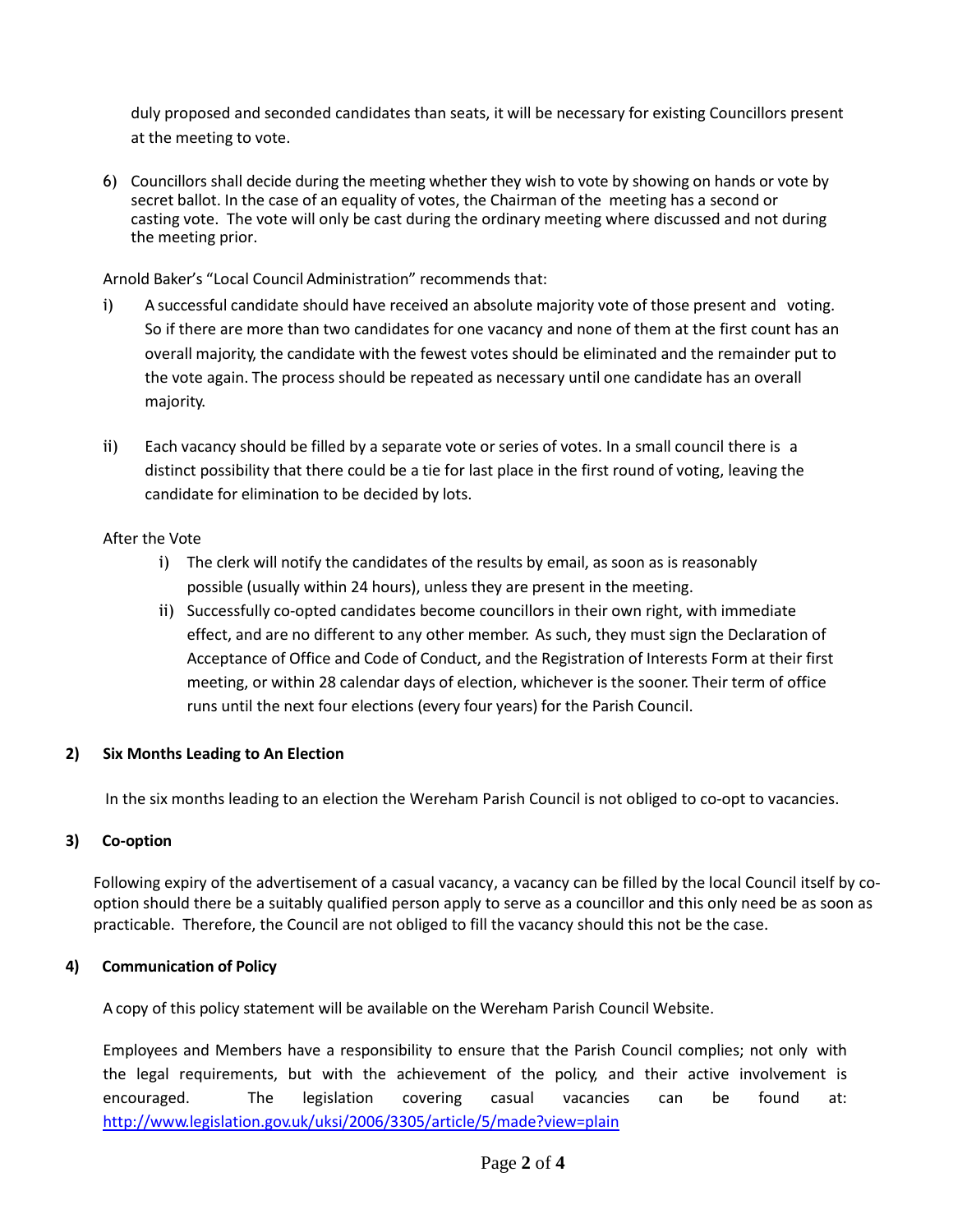duly proposed and seconded candidates than seats, it will be necessary for existing Councillors present at the meeting to vote.

6) Councillors shall decide during the meeting whether they wish to vote by showing on hands or vote by secret ballot. In the case of an equality of votes, the Chairman of the meeting has a second or casting vote. The vote will only be cast during the ordinary meeting where discussed and not during the meeting prior.

Arnold Baker's "Local Council Administration" recommends that:

i) A successful candidate should have received an absolute majority vote of those present and voting. So if there are more than two candidates for one vacancy and none of them at the first count has an overall majority, the candidate with the fewest votes should be eliminated and the remainder put to the vote again. The process should be repeated as necessary until one candidate has an overall majority.

ii) Each vacancy should be filled by a separate vote or series of votes. In a small council there is a distinct possibility that there could be a tie for last place in the first round of voting, leaving the candidate for elimination to be decided by lots.

After the Vote

i) The clerk will notify the candidates of the results by email, as soon as is reasonably possible (usually within 24 hours), unless they are present in the meeting.

ii) Successfully co-opted candidates become councillors in their own right, with immediate effect, and are no different to any other member. As such, they must sign the Declaration of Acceptance of Office and Code of Conduct, and the Registration of Interests Form at their first meeting, or within 28 calendar days of election, whichever is the sooner. Their term of office runs until the next four elections (every four years) for the Parish Council.

**2) Six Months Leading to An Election**

In the six months leading to an election the Wereham Parish Council is not obliged to co-opt to vacancies.

**3) Co-option**

Following expiry of the advertisement of a casual vacancy, a vacancy can be filled by the local Council itself by co-option should there be a suitably qualified person apply to serve as a councillor and this only need be as soon as practicable. Therefore, the Council are not obliged to fill the vacancy should this not be the case.

**4) Communication of Policy**

A copy of this policy statement will be available on the Wereham Parish Council Website.

Employees and Members have a responsibility to ensure that the Parish Council complies; not only with the legal requirements, but with the achievement of the policy, and their active involvement is encouraged. The legislation covering casual vacancies can be found at: http://www.legislation.gov.uk/uksi/2006/3305/article/5/made?view=plain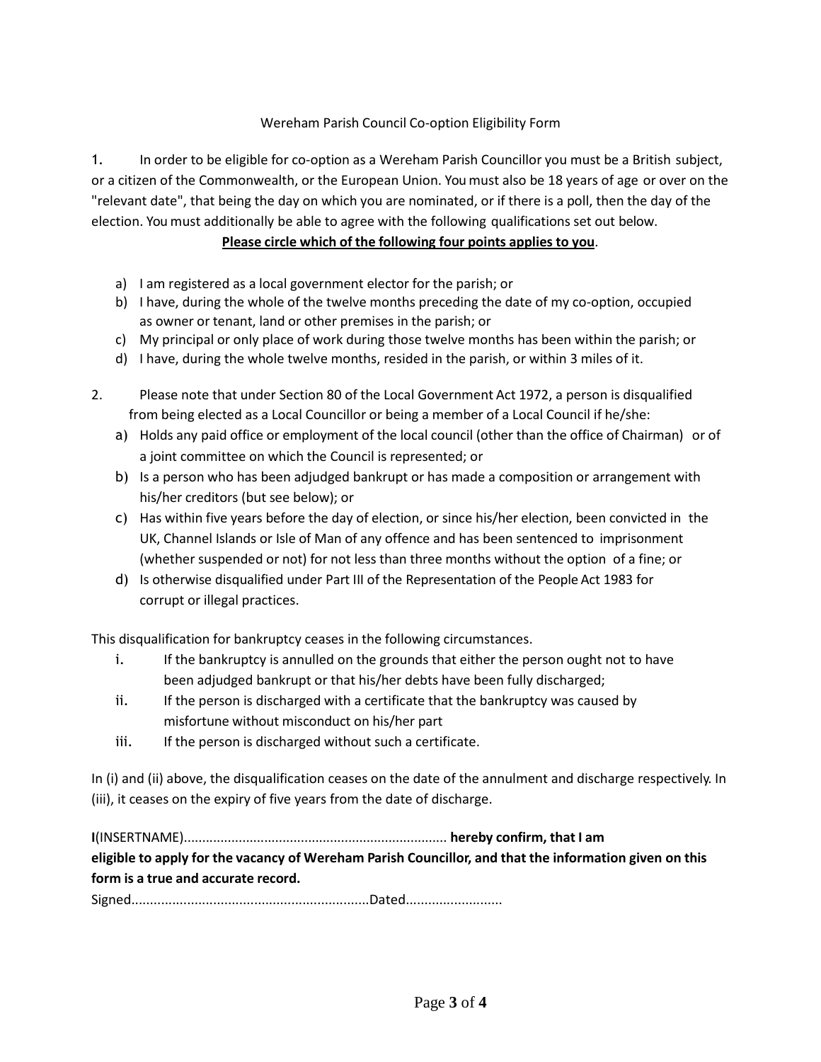Wereham Parish Council Co-option Eligibility Form

1. In order to be eligible for co-option as a Wereham Parish Councillor you must be a British subject, or a citizen of the Commonwealth, or the European Union. You must also be 18 years of age or over on the "relevant date", that being the day on which you are nominated, or if there is a poll, then the day of the election. You must additionally be able to agree with the following qualifications set out below.

**Please circle which of the following four points applies to you**.

a) I am registered as a local government elector for the parish; or
b) I have, during the whole of the twelve months preceding the date of my co-option, occupied as owner or tenant, land or other premises in the parish; or
c) My principal or only place of work during those twelve months has been within the parish; or
d) I have, during the whole twelve months, resided in the parish, or within 3 miles of it.

2. Please note that under Section 80 of the Local Government Act 1972, a person is disqualified from being elected as a Local Councillor or being a member of a Local Council if he/she:

a) Holds any paid office or employment of the local council (other than the office of Chairman) or of a joint committee on which the Council is represented; or
b) Is a person who has been adjudged bankrupt or has made a composition or arrangement with his/her creditors (but see below); or
c) Has within five years before the day of election, or since his/her election, been convicted in the UK, Channel Islands or Isle of Man of any offence and has been sentenced to imprisonment (whether suspended or not) for not less than three months without the option of a fine; or
d) Is otherwise disqualified under Part III of the Representation of the People Act 1983 for corrupt or illegal practices.

This disqualification for bankruptcy ceases in the following circumstances.

i. If the bankruptcy is annulled on the grounds that either the person ought not to have been adjudged bankrupt or that his/her debts have been fully discharged;
ii. If the person is discharged with a certificate that the bankruptcy was caused by misfortune without misconduct on his/her part
iii. If the person is discharged without such a certificate.

In (i) and (ii) above, the disqualification ceases on the date of the annulment and discharge respectively. In (iii), it ceases on the expiry of five years from the date of discharge.

**I**(INSERTNAME)....................................................................... **hereby confirm, that I am eligible to apply for the vacancy of Wereham Parish Councillor, and that the information given on this form is a true and accurate record.**

Signed................................................................Dated..........................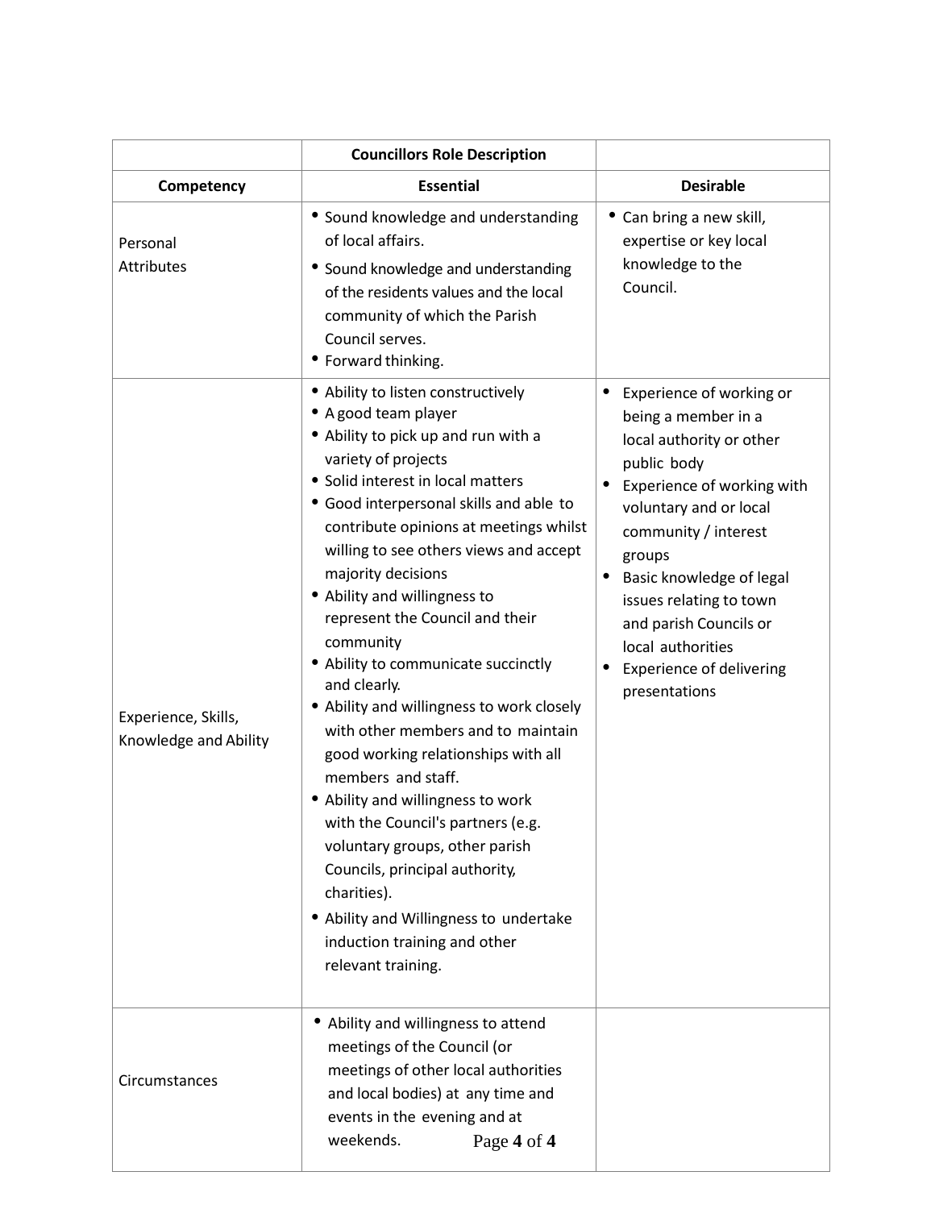| | Councillors Role Description | |
|---|---|---|
| **Competency** | **Essential** | **Desirable** |
| Personal Attributes | • Sound knowledge and understanding of local affairs.<br>• Sound knowledge and understanding of the residents values and the local community of which the Parish Council serves.<br>• Forward thinking. | • Can bring a new skill, expertise or key local knowledge to the Council. |
| Experience, Skills, Knowledge and Ability | • Ability to listen constructively<br>• A good team player<br>• Ability to pick up and run with a variety of projects<br>• Solid interest in local matters<br>• Good interpersonal skills and able to contribute opinions at meetings whilst willing to see others views and accept majority decisions<br>• Ability and willingness to represent the Council and their community<br>• Ability to communicate succinctly and clearly.<br>• Ability and willingness to work closely with other members and to maintain good working relationships with all members and staff.<br>• Ability and willingness to work with the Council's partners (e.g. voluntary groups, other parish Councils, principal authority, charities).<br>• Ability and Willingness to undertake induction training and other relevant training. | • Experience of working or being a member in a local authority or other public body<br>• Experience of working with voluntary and or local community / interest groups<br>• Basic knowledge of legal issues relating to town and parish Councils or local authorities<br>• Experience of delivering presentations |
| Circumstances | • Ability and willingness to attend meetings of the Council (or meetings of other local authorities and local bodies) at any time and events in the evening and at weekends. | |